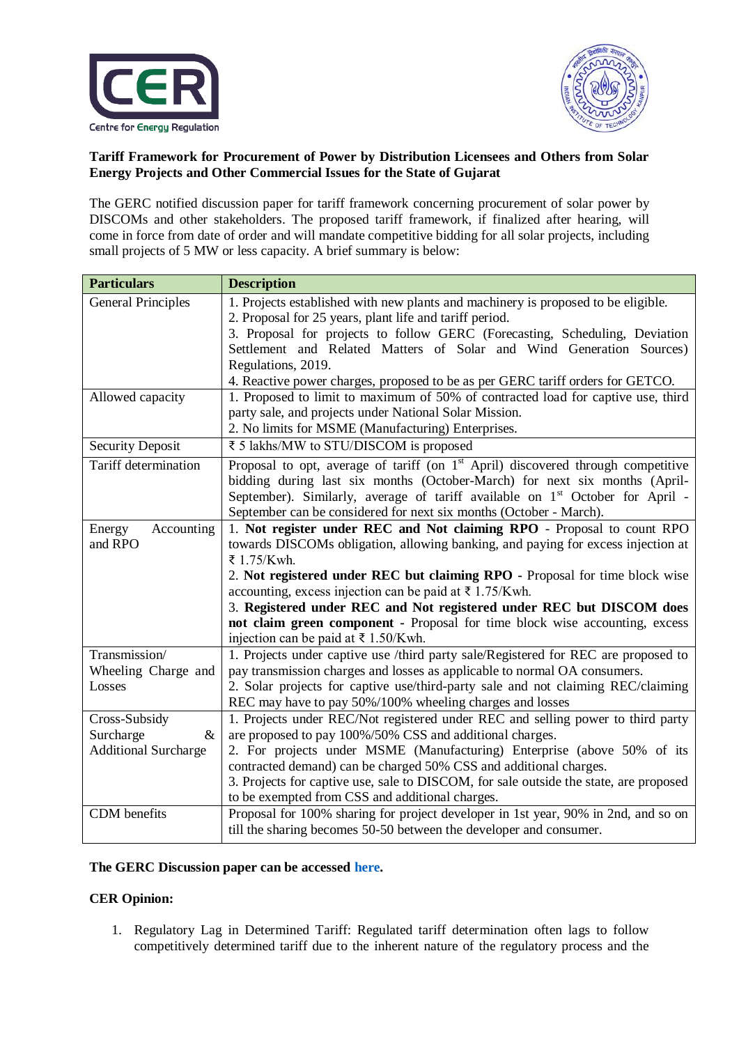**Tariff Framework for Procurement of Power by Distribution Licensees and Others from Solar Energy Projects and Other Commercial Issues for the State of Gujarat**

The GERC notified discussion paper for tariff framework concerning procurement of solar power by DISCOMs and other stakeholders. The proposed tariff framework, if finalized after hearing, will come in force from date of order and will mandate competitive bidding for all solar projects, including small projects of 5 MW or less capacity. A brief summary is below:

| Particulars | Description |
|---|---|
| General Principles | 1. Projects established with new plants and machinery is proposed to be eligible.<br>2. Proposal for 25 years, plant life and tariff period.<br>3. Proposal for projects to follow GERC (Forecasting, Scheduling, Deviation Settlement and Related Matters of Solar and Wind Generation Sources) Regulations, 2019.<br>4. Reactive power charges, proposed to be as per GERC tariff orders for GETCO. |
| Allowed capacity | 1. Proposed to limit to maximum of 50% of contracted load for captive use, third party sale, and projects under National Solar Mission.<br>2. No limits for MSME (Manufacturing) Enterprises. |
| Security Deposit | ₹ 5 lakhs/MW to STU/DISCOM is proposed |
| Tariff determination | Proposal to opt, average of tariff (on 1st April) discovered through competitive bidding during last six months (October-March) for next six months (April-September). Similarly, average of tariff available on 1st October for April - September can be considered for next six months (October - March). |
| Energy Accounting and RPO | 1. **Not register under REC and Not claiming RPO** - Proposal to count RPO towards DISCOMs obligation, allowing banking, and paying for excess injection at ₹ 1.75/Kwh.<br>2. **Not registered under REC but claiming RPO -** Proposal for time block wise accounting, excess injection can be paid at ₹ 1.75/Kwh.<br>3. **Registered under REC and Not registered under REC but DISCOM does not claim green component** - Proposal for time block wise accounting, excess injection can be paid at ₹ 1.50/Kwh. |
| Transmission/ Wheeling Charge and Losses | 1. Projects under captive use /third party sale/Registered for REC are proposed to pay transmission charges and losses as applicable to normal OA consumers.<br>2. Solar projects for captive use/third-party sale and not claiming REC/claiming REC may have to pay 50%/100% wheeling charges and losses |
| Cross-Subsidy Surcharge & Additional Surcharge | 1. Projects under REC/Not registered under REC and selling power to third party are proposed to pay 100%/50% CSS and additional charges.<br>2. For projects under MSME (Manufacturing) Enterprise (above 50% of its contracted demand) can be charged 50% CSS and additional charges.<br>3. Projects for captive use, sale to DISCOM, for sale outside the state, are proposed to be exempted from CSS and additional charges. |
| CDM benefits | Proposal for 100% sharing for project developer in 1st year, 90% in 2nd, and so on till the sharing becomes 50-50 between the developer and consumer. |

**The GERC Discussion paper can be accessed here.**

**CER Opinion:**

1. Regulatory Lag in Determined Tariff: Regulated tariff determination often lags to follow competitively determined tariff due to the inherent nature of the regulatory process and the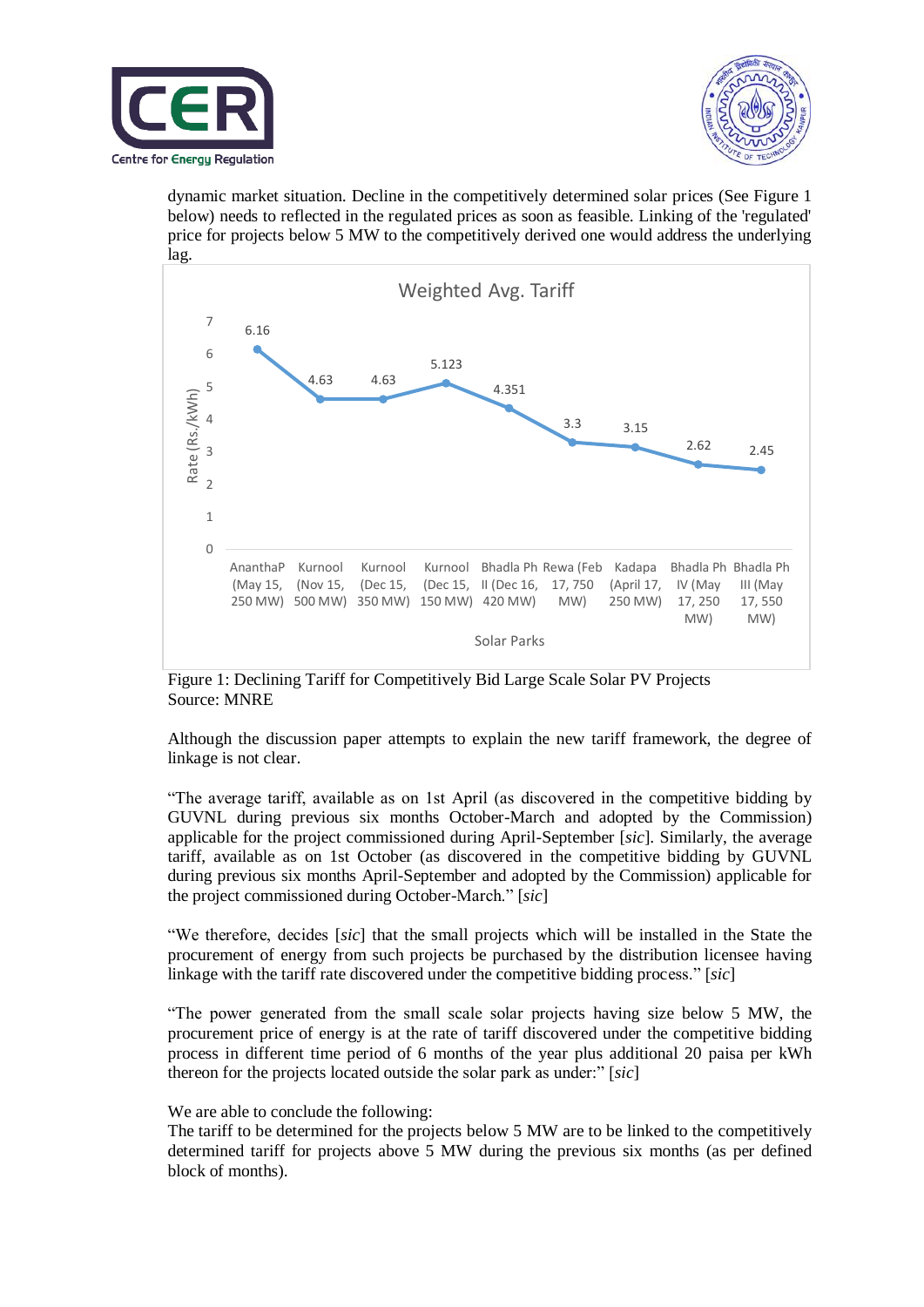dynamic market situation. Decline in the competitively determined solar prices (See Figure 1 below) needs to reflected in the regulated prices as soon as feasible. Linking of the 'regulated' price for projects below 5 MW to the competitively derived one would address the underlying lag.

Figure 1: Declining Tariff for Competitively Bid Large Scale Solar PV Projects
Source: MNRE

Although the discussion paper attempts to explain the new tariff framework, the degree of linkage is not clear.

"The average tariff, available as on 1st April (as discovered in the competitive bidding by GUVNL during previous six months October-March and adopted by the Commission) applicable for the project commissioned during April-September [*sic*]. Similarly, the average tariff, available as on 1st October (as discovered in the competitive bidding by GUVNL during previous six months April-September and adopted by the Commission) applicable for the project commissioned during October-March." [*sic*]

"We therefore, decides [*sic*] that the small projects which will be installed in the State the procurement of energy from such projects be purchased by the distribution licensee having linkage with the tariff rate discovered under the competitive bidding process." [*sic*]

"The power generated from the small scale solar projects having size below 5 MW, the procurement price of energy is at the rate of tariff discovered under the competitive bidding process in different time period of 6 months of the year plus additional 20 paisa per kWh thereon for the projects located outside the solar park as under:" [*sic*]

We are able to conclude the following:
The tariff to be determined for the projects below 5 MW are to be linked to the competitively determined tariff for projects above 5 MW during the previous six months (as per defined block of months).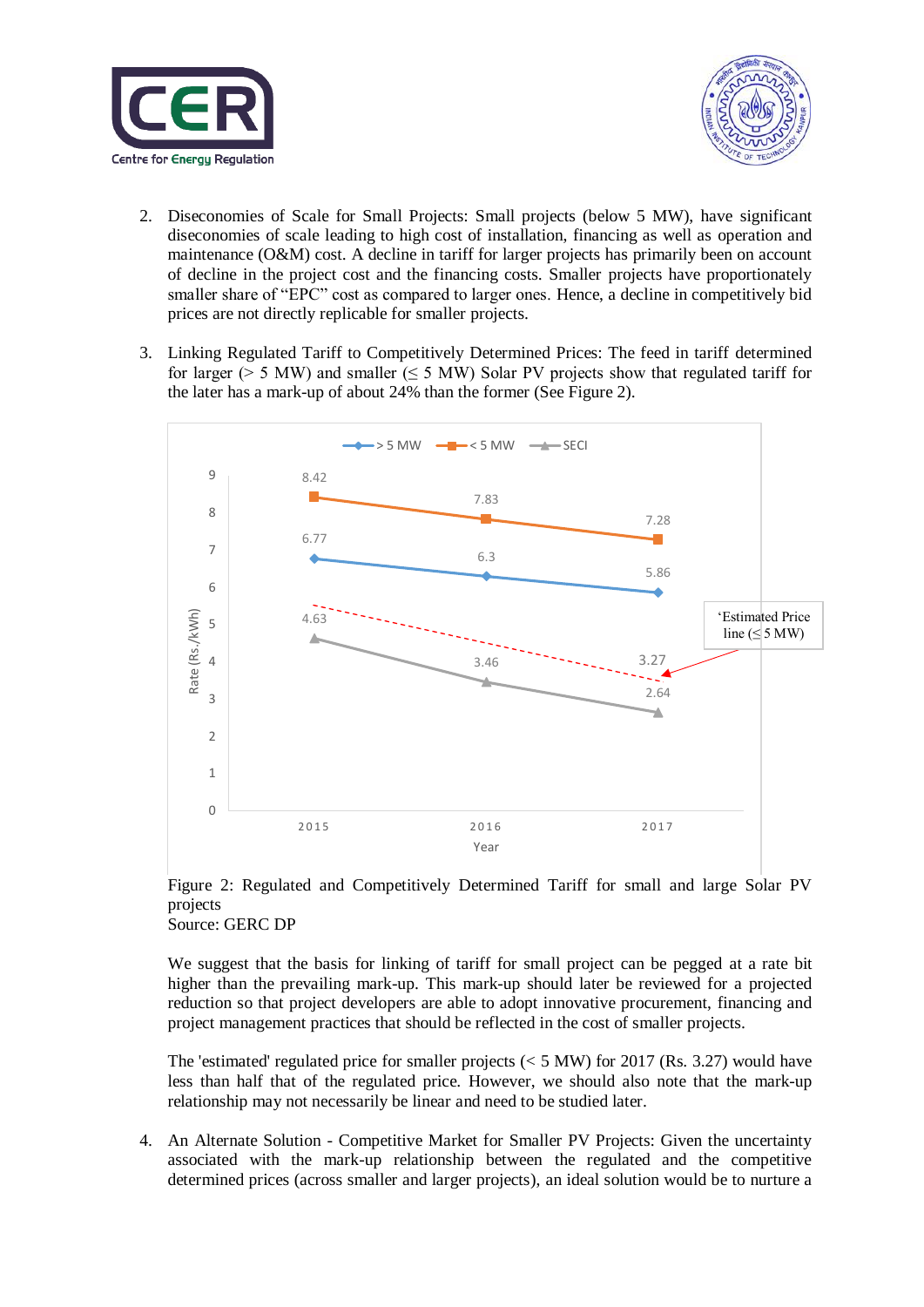2. Diseconomies of Scale for Small Projects: Small projects (below 5 MW), have significant diseconomies of scale leading to high cost of installation, financing as well as operation and maintenance (O&M) cost. A decline in tariff for larger projects has primarily been on account of decline in the project cost and the financing costs. Smaller projects have proportionately smaller share of "EPC" cost as compared to larger ones. Hence, a decline in competitively bid prices are not directly replicable for smaller projects.

3. Linking Regulated Tariff to Competitively Determined Prices: The feed in tariff determined for larger (> 5 MW) and smaller (≤ 5 MW) Solar PV projects show that regulated tariff for the later has a mark-up of about 24% than the former (See Figure 2).

   Figure 2: Regulated and Competitively Determined Tariff for small and large Solar PV projects
   Source: GERC DP

   We suggest that the basis for linking of tariff for small project can be pegged at a rate bit higher than the prevailing mark-up. This mark-up should later be reviewed for a projected reduction so that project developers are able to adopt innovative procurement, financing and project management practices that should be reflected in the cost of smaller projects.

   The 'estimated' regulated price for smaller projects (< 5 MW) for 2017 (Rs. 3.27) would have less than half that of the regulated price. However, we should also note that the mark-up relationship may not necessarily be linear and need to be studied later.

4. An Alternate Solution - Competitive Market for Smaller PV Projects: Given the uncertainty associated with the mark-up relationship between the regulated and the competitive determined prices (across smaller and larger projects), an ideal solution would be to nurture a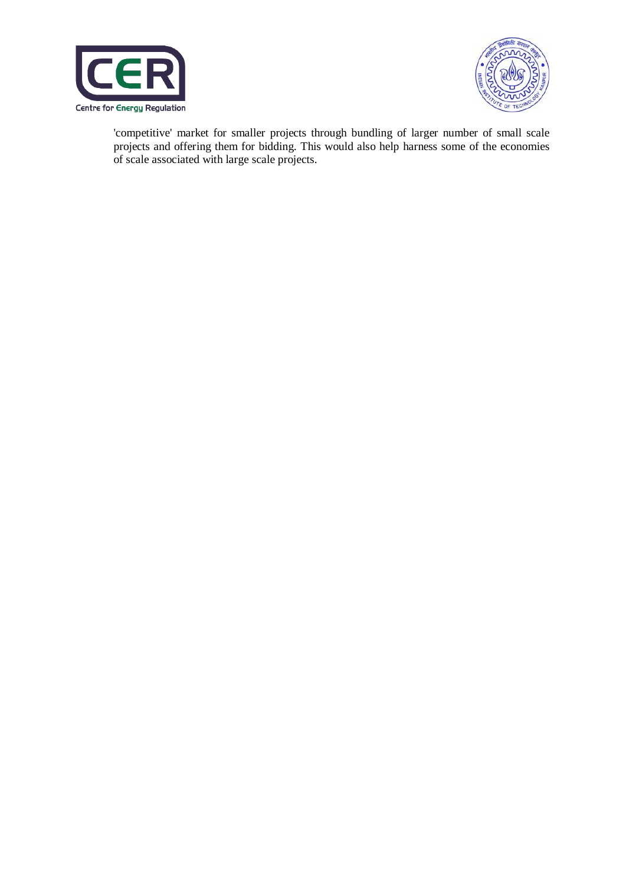'competitive' market for smaller projects through bundling of larger number of small scale projects and offering them for bidding. This would also help harness some of the economies of scale associated with large scale projects.